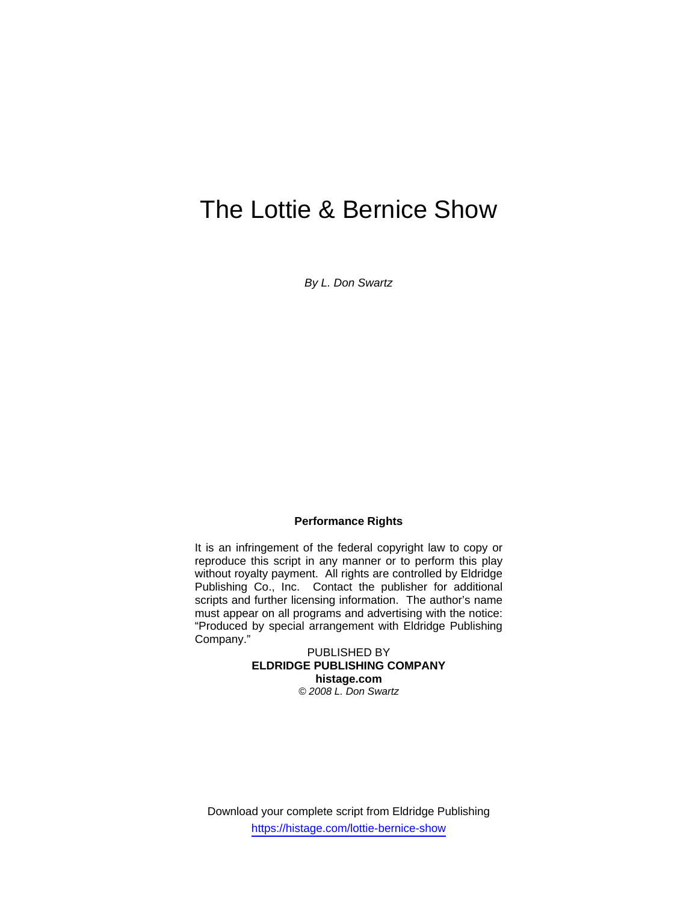# The Lottie & Bernice Show

*By L. Don Swartz*

**Performance Rights**

It is an infringement of the federal copyright law to copy or reproduce this script in any manner or to perform this play without royalty payment. All rights are controlled by Eldridge Publishing Co., Inc. Contact the publisher for additional scripts and further licensing information. The author's name must appear on all programs and advertising with the notice: "Produced by special arrangement with Eldridge Publishing Company."

PUBLISHED BY
**ELDRIDGE PUBLISHING COMPANY**
**histage.com**
*© 2008 L. Don Swartz*

Download your complete script from Eldridge Publishing
https://histage.com/lottie-bernice-show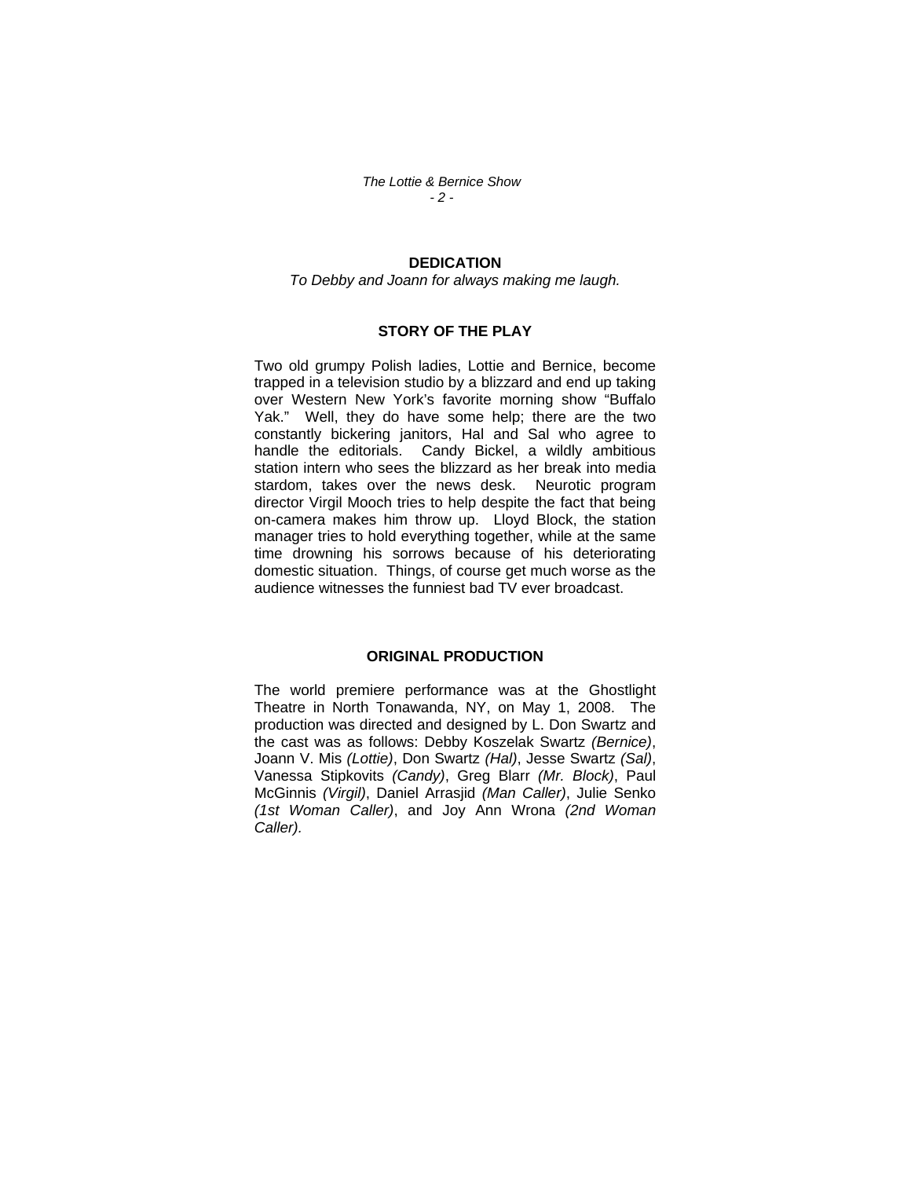## DEDICATION

*To Debby and Joann for always making me laugh.*

## STORY OF THE PLAY

Two old grumpy Polish ladies, Lottie and Bernice, become trapped in a television studio by a blizzard and end up taking over Western New York's favorite morning show "Buffalo Yak." Well, they do have some help; there are the two constantly bickering janitors, Hal and Sal who agree to handle the editorials. Candy Bickel, a wildly ambitious station intern who sees the blizzard as her break into media stardom, takes over the news desk. Neurotic program director Virgil Mooch tries to help despite the fact that being on-camera makes him throw up. Lloyd Block, the station manager tries to hold everything together, while at the same time drowning his sorrows because of his deteriorating domestic situation. Things, of course get much worse as the audience witnesses the funniest bad TV ever broadcast.

## ORIGINAL PRODUCTION

The world premiere performance was at the Ghostlight Theatre in North Tonawanda, NY, on May 1, 2008. The production was directed and designed by L. Don Swartz and the cast was as follows: Debby Koszelak Swartz *(Bernice)*, Joann V. Mis *(Lottie)*, Don Swartz *(Hal)*, Jesse Swartz *(Sal)*, Vanessa Stipkovits *(Candy)*, Greg Blarr *(Mr. Block)*, Paul McGinnis *(Virgil)*, Daniel Arrasjid *(Man Caller)*, Julie Senko *(1st Woman Caller)*, and Joy Ann Wrona *(2nd Woman Caller).*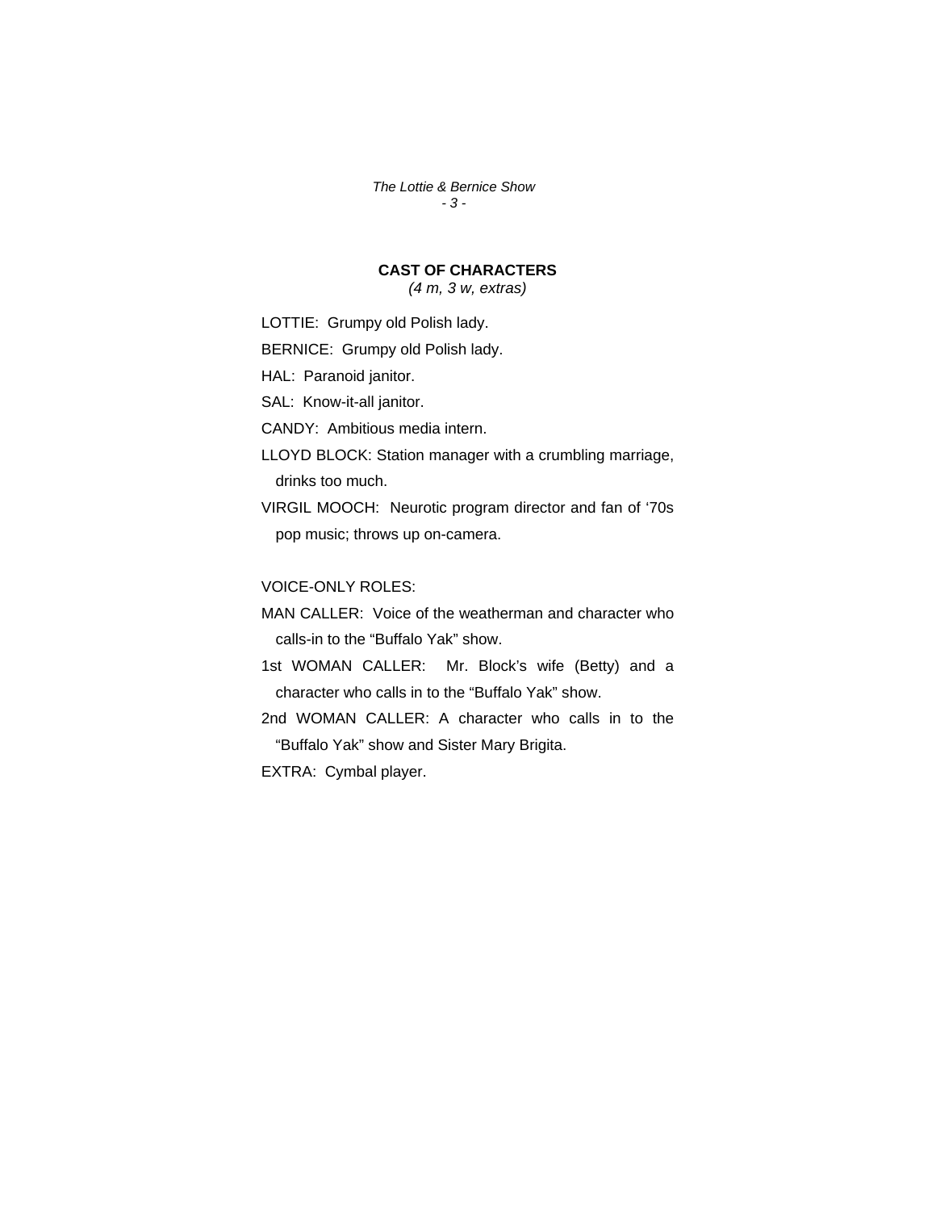## CAST OF CHARACTERS

*(4 m, 3 w, extras)*

LOTTIE: Grumpy old Polish lady.

BERNICE: Grumpy old Polish lady.

HAL: Paranoid janitor.

SAL: Know-it-all janitor.

CANDY: Ambitious media intern.

LLOYD BLOCK: Station manager with a crumbling marriage, drinks too much.

VIRGIL MOOCH: Neurotic program director and fan of '70s pop music; throws up on-camera.

VOICE-ONLY ROLES:

MAN CALLER: Voice of the weatherman and character who calls-in to the "Buffalo Yak" show.

1st WOMAN CALLER: Mr. Block's wife (Betty) and a character who calls in to the "Buffalo Yak" show.

2nd WOMAN CALLER: A character who calls in to the "Buffalo Yak" show and Sister Mary Brigita.

EXTRA: Cymbal player.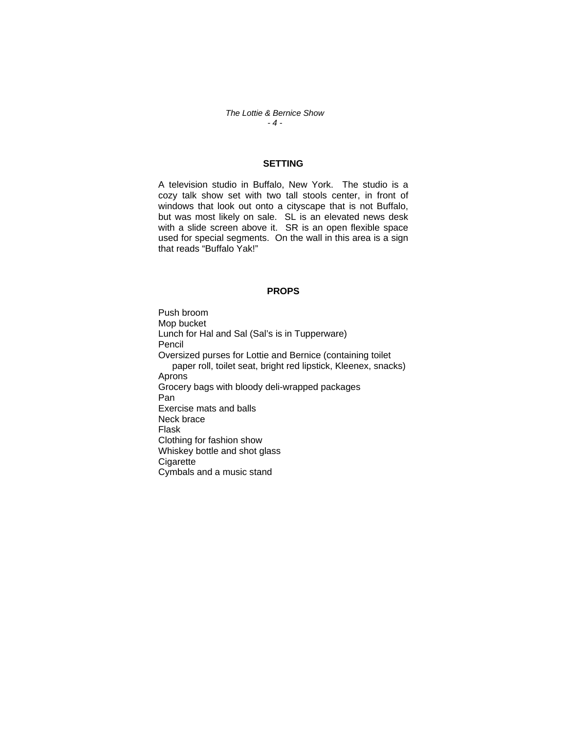## SETTING

A television studio in Buffalo, New York. The studio is a cozy talk show set with two tall stools center, in front of windows that look out onto a cityscape that is not Buffalo, but was most likely on sale. SL is an elevated news desk with a slide screen above it. SR is an open flexible space used for special segments. On the wall in this area is a sign that reads "Buffalo Yak!"

## PROPS

Push broom
Mop bucket
Lunch for Hal and Sal (Sal's is in Tupperware)
Pencil
Oversized purses for Lottie and Bernice (containing toilet paper roll, toilet seat, bright red lipstick, Kleenex, snacks)
Aprons
Grocery bags with bloody deli-wrapped packages
Pan
Exercise mats and balls
Neck brace
Flask
Clothing for fashion show
Whiskey bottle and shot glass
Cigarette
Cymbals and a music stand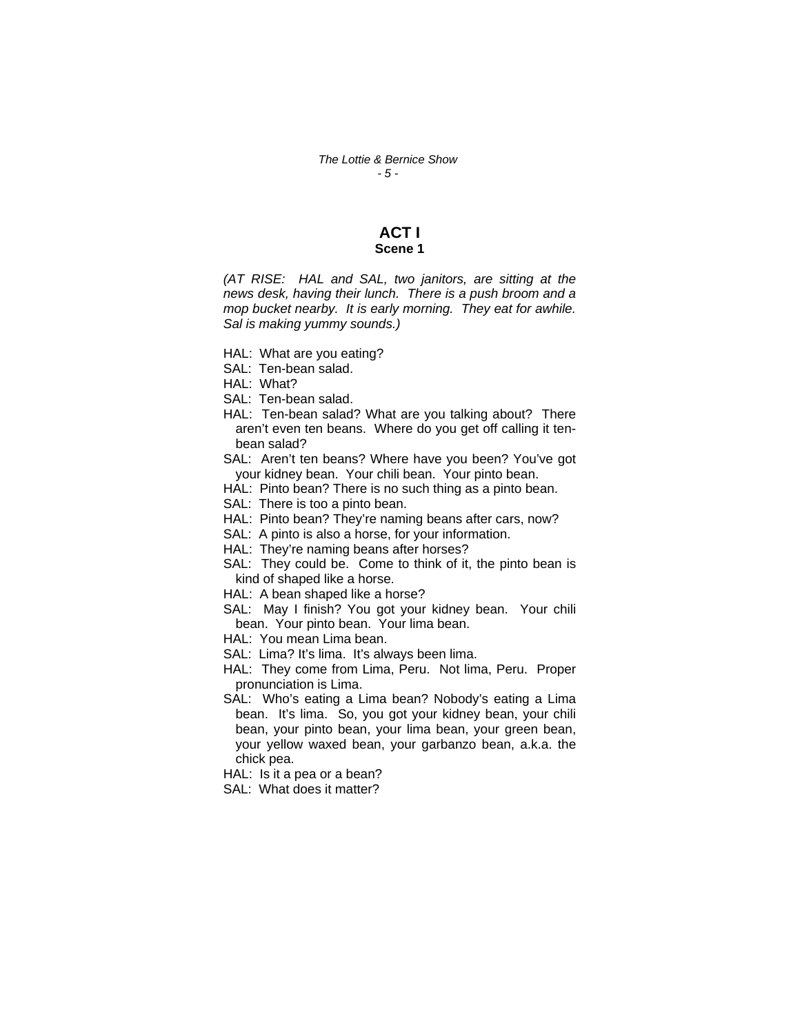## ACT I
### Scene 1

*(AT RISE: HAL and SAL, two janitors, are sitting at the news desk, having their lunch. There is a push broom and a mop bucket nearby. It is early morning. They eat for awhile. Sal is making yummy sounds.)*

HAL: What are you eating?

SAL: Ten-bean salad.

HAL: What?

SAL: Ten-bean salad.

HAL: Ten-bean salad? What are you talking about? There aren't even ten beans. Where do you get off calling it ten-bean salad?

SAL: Aren't ten beans? Where have you been? You've got your kidney bean. Your chili bean. Your pinto bean.

HAL: Pinto bean? There is no such thing as a pinto bean.

SAL: There is too a pinto bean.

HAL: Pinto bean? They're naming beans after cars, now?

SAL: A pinto is also a horse, for your information.

HAL: They're naming beans after horses?

SAL: They could be. Come to think of it, the pinto bean is kind of shaped like a horse.

HAL: A bean shaped like a horse?

SAL: May I finish? You got your kidney bean. Your chili bean. Your pinto bean. Your lima bean.

HAL: You mean Lima bean.

SAL: Lima? It's lima. It's always been lima.

HAL: They come from Lima, Peru. Not lima, Peru. Proper pronunciation is Lima.

SAL: Who's eating a Lima bean? Nobody's eating a Lima bean. It's lima. So, you got your kidney bean, your chili bean, your pinto bean, your lima bean, your green bean, your yellow waxed bean, your garbanzo bean, a.k.a. the chick pea.

HAL: Is it a pea or a bean?

SAL: What does it matter?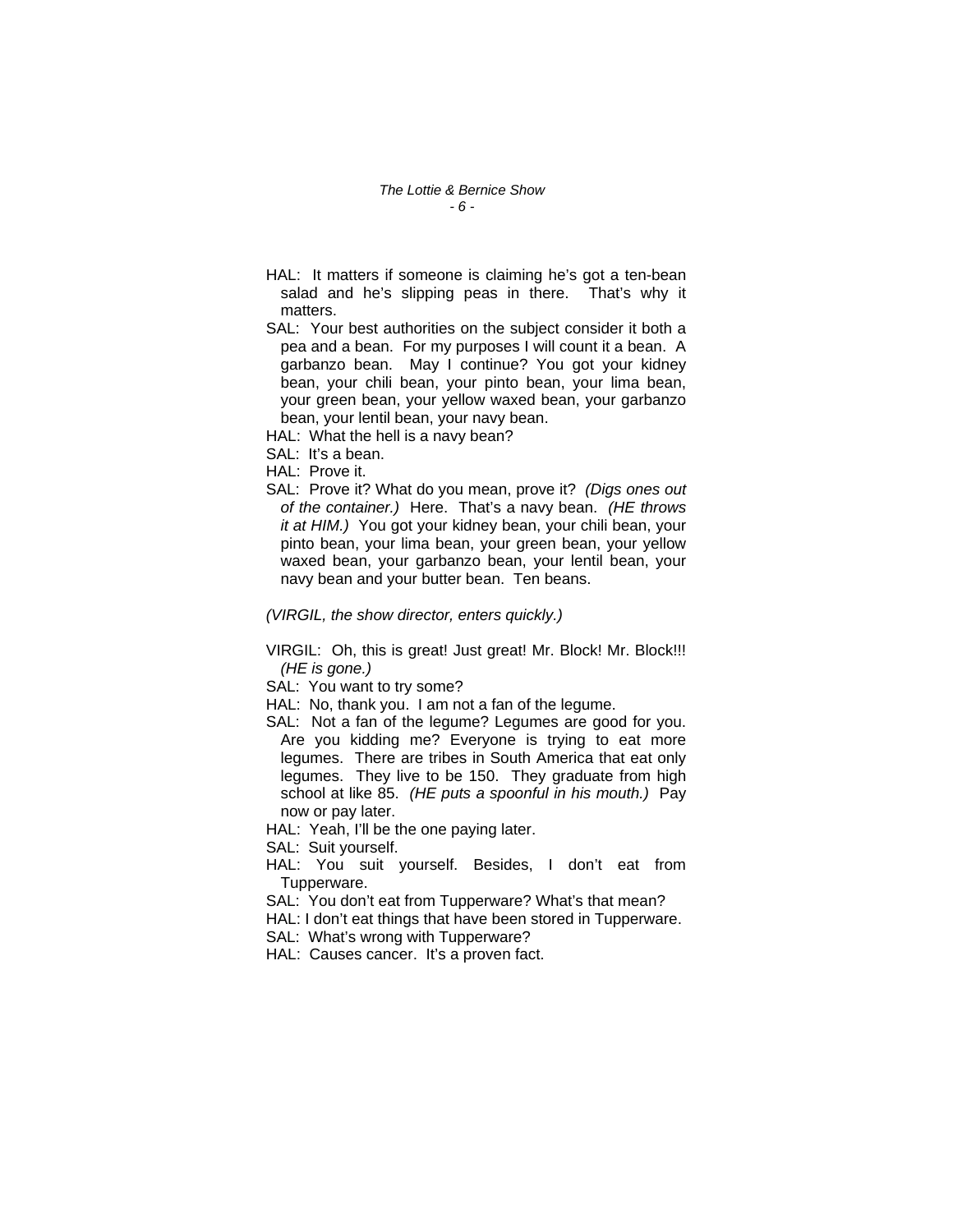HAL: It matters if someone is claiming he's got a ten-bean salad and he's slipping peas in there. That's why it matters.

SAL: Your best authorities on the subject consider it both a pea and a bean. For my purposes I will count it a bean. A garbanzo bean. May I continue? You got your kidney bean, your chili bean, your pinto bean, your lima bean, your green bean, your yellow waxed bean, your garbanzo bean, your lentil bean, your navy bean.

HAL: What the hell is a navy bean?

SAL: It's a bean.

HAL: Prove it.

SAL: Prove it? What do you mean, prove it? *(Digs ones out of the container.)* Here. That's a navy bean. *(HE throws it at HIM.)* You got your kidney bean, your chili bean, your pinto bean, your lima bean, your green bean, your yellow waxed bean, your garbanzo bean, your lentil bean, your navy bean and your butter bean. Ten beans.

*(VIRGIL, the show director, enters quickly.)*

VIRGIL: Oh, this is great! Just great! Mr. Block! Mr. Block!!! *(HE is gone.)*

SAL: You want to try some?

HAL: No, thank you. I am not a fan of the legume.

SAL: Not a fan of the legume? Legumes are good for you. Are you kidding me? Everyone is trying to eat more legumes. There are tribes in South America that eat only legumes. They live to be 150. They graduate from high school at like 85. *(HE puts a spoonful in his mouth.)* Pay now or pay later.

HAL: Yeah, I'll be the one paying later.

SAL: Suit yourself.

HAL: You suit yourself. Besides, I don't eat from Tupperware.

SAL: You don't eat from Tupperware? What's that mean?

HAL: I don't eat things that have been stored in Tupperware.

SAL: What's wrong with Tupperware?

HAL: Causes cancer. It's a proven fact.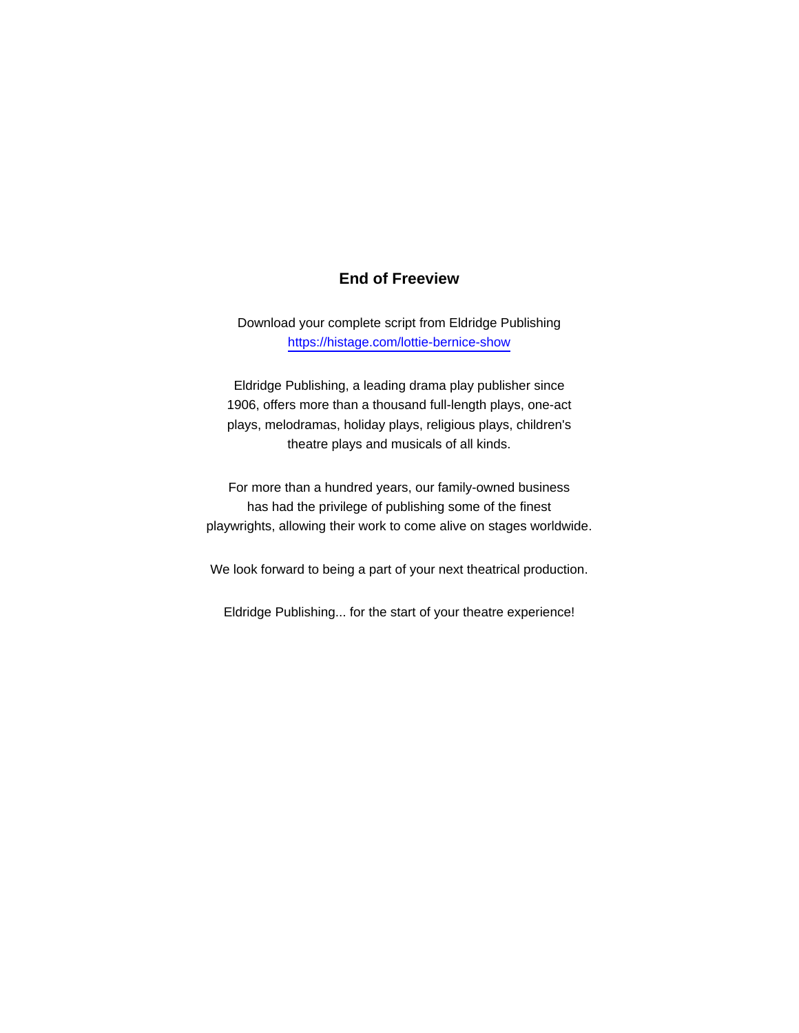## End of Freeview

Download your complete script from Eldridge Publishing
https://histage.com/lottie-bernice-show

Eldridge Publishing, a leading drama play publisher since 1906, offers more than a thousand full-length plays, one-act plays, melodramas, holiday plays, religious plays, children's theatre plays and musicals of all kinds.

For more than a hundred years, our family-owned business has had the privilege of publishing some of the finest playwrights, allowing their work to come alive on stages worldwide.

We look forward to being a part of your next theatrical production.

Eldridge Publishing... for the start of your theatre experience!